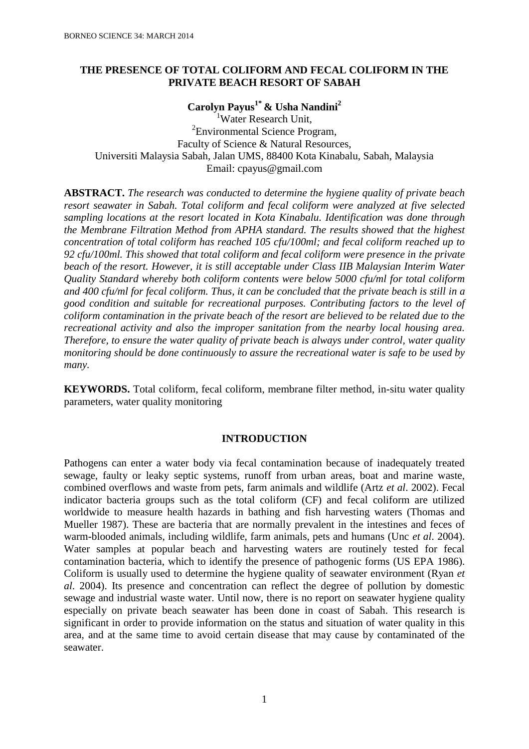# THE PRESENCE OF TOTAL COLIFORM AND FECAL COLIFORM IN THE PRIVATE BEACH RESORT OF SABAH

**Carolyn Payus[1*] & Usha Nandini[2]**

[1]Water Research Unit,
[2]Environmental Science Program,
Faculty of Science & Natural Resources,
Universiti Malaysia Sabah, Jalan UMS, 88400 Kota Kinabalu, Sabah, Malaysia
Email: cpayus@gmail.com

**ABSTRACT.** *The research was conducted to determine the hygiene quality of private beach resort seawater in Sabah. Total coliform and fecal coliform were analyzed at five selected sampling locations at the resort located in Kota Kinabalu. Identification was done through the Membrane Filtration Method from APHA standard. The results showed that the highest concentration of total coliform has reached 105 cfu/100ml; and fecal coliform reached up to 92 cfu/100ml. This showed that total coliform and fecal coliform were presence in the private beach of the resort. However, it is still acceptable under Class IIB Malaysian Interim Water Quality Standard whereby both coliform contents were below 5000 cfu/ml for total coliform and 400 cfu/ml for fecal coliform. Thus, it can be concluded that the private beach is still in a good condition and suitable for recreational purposes. Contributing factors to the level of coliform contamination in the private beach of the resort are believed to be related due to the recreational activity and also the improper sanitation from the nearby local housing area. Therefore, to ensure the water quality of private beach is always under control, water quality monitoring should be done continuously to assure the recreational water is safe to be used by many.*

**KEYWORDS.** Total coliform, fecal coliform, membrane filter method, in-situ water quality parameters, water quality monitoring

## INTRODUCTION

Pathogens can enter a water body via fecal contamination because of inadequately treated sewage, faulty or leaky septic systems, runoff from urban areas, boat and marine waste, combined overflows and waste from pets, farm animals and wildlife (Artz *et al*. 2002). Fecal indicator bacteria groups such as the total coliform (CF) and fecal coliform are utilized worldwide to measure health hazards in bathing and fish harvesting waters (Thomas and Mueller 1987). These are bacteria that are normally prevalent in the intestines and feces of warm-blooded animals, including wildlife, farm animals, pets and humans (Unc *et al*. 2004). Water samples at popular beach and harvesting waters are routinely tested for fecal contamination bacteria, which to identify the presence of pathogenic forms (US EPA 1986). Coliform is usually used to determine the hygiene quality of seawater environment (Ryan *et al*. 2004). Its presence and concentration can reflect the degree of pollution by domestic sewage and industrial waste water. Until now, there is no report on seawater hygiene quality especially on private beach seawater has been done in coast of Sabah. This research is significant in order to provide information on the status and situation of water quality in this area, and at the same time to avoid certain disease that may cause by contaminated of the seawater.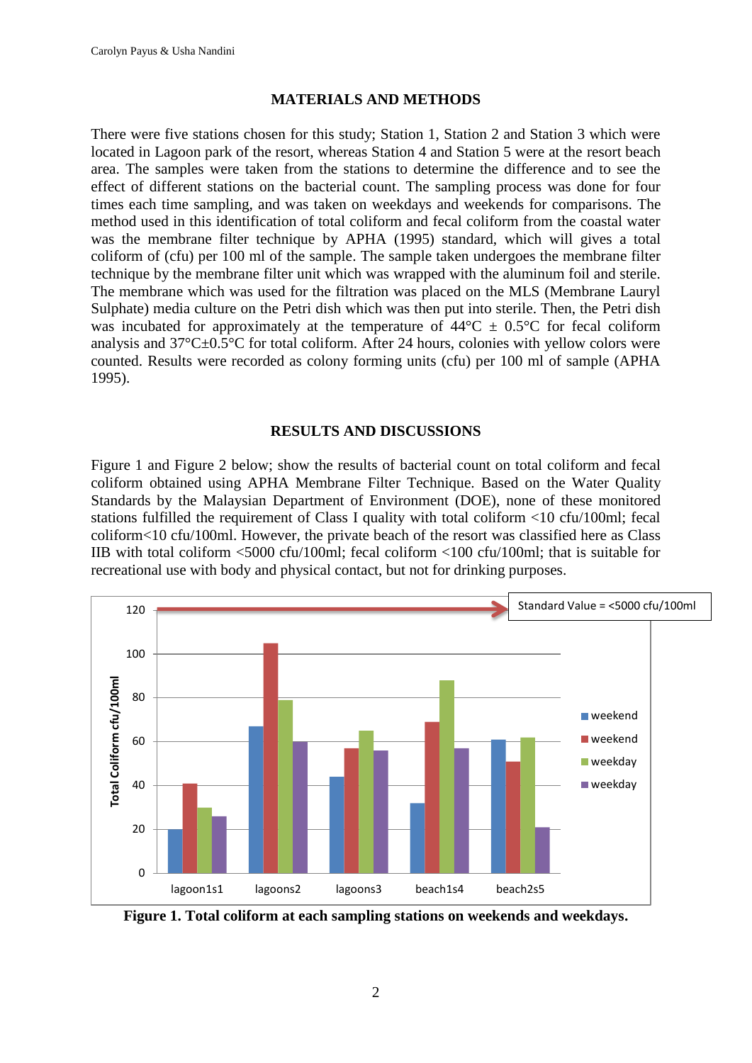## MATERIALS AND METHODS

There were five stations chosen for this study; Station 1, Station 2 and Station 3 which were located in Lagoon park of the resort, whereas Station 4 and Station 5 were at the resort beach area. The samples were taken from the stations to determine the difference and to see the effect of different stations on the bacterial count. The sampling process was done for four times each time sampling, and was taken on weekdays and weekends for comparisons. The method used in this identification of total coliform and fecal coliform from the coastal water was the membrane filter technique by APHA (1995) standard, which will gives a total coliform of (cfu) per 100 ml of the sample. The sample taken undergoes the membrane filter technique by the membrane filter unit which was wrapped with the aluminum foil and sterile. The membrane which was used for the filtration was placed on the MLS (Membrane Lauryl Sulphate) media culture on the Petri dish which was then put into sterile. Then, the Petri dish was incubated for approximately at the temperature of 44°C ± 0.5°C for fecal coliform analysis and 37°C±0.5°C for total coliform. After 24 hours, colonies with yellow colors were counted. Results were recorded as colony forming units (cfu) per 100 ml of sample (APHA 1995).

## RESULTS AND DISCUSSIONS

Figure 1 and Figure 2 below; show the results of bacterial count on total coliform and fecal coliform obtained using APHA Membrane Filter Technique. Based on the Water Quality Standards by the Malaysian Department of Environment (DOE), none of these monitored stations fulfilled the requirement of Class I quality with total coliform <10 cfu/100ml; fecal coliform<10 cfu/100ml. However, the private beach of the resort was classified here as Class IIB with total coliform <5000 cfu/100ml; fecal coliform <100 cfu/100ml; that is suitable for recreational use with body and physical contact, but not for drinking purposes.

**Figure 1. Total coliform at each sampling stations on weekends and weekdays.**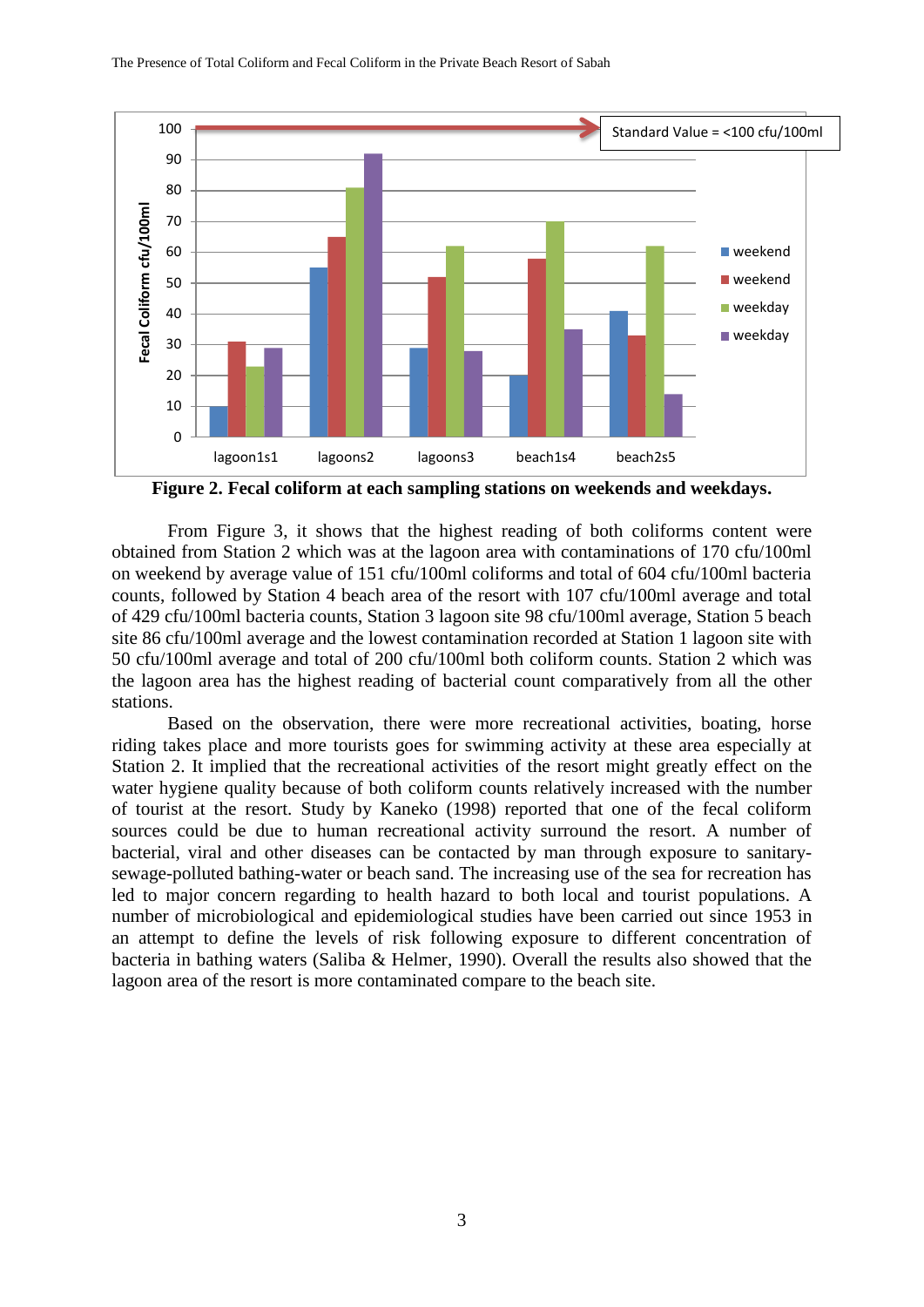**Figure 2. Fecal coliform at each sampling stations on weekends and weekdays.**

From Figure 3, it shows that the highest reading of both coliforms content were obtained from Station 2 which was at the lagoon area with contaminations of 170 cfu/100ml on weekend by average value of 151 cfu/100ml coliforms and total of 604 cfu/100ml bacteria counts, followed by Station 4 beach area of the resort with 107 cfu/100ml average and total of 429 cfu/100ml bacteria counts, Station 3 lagoon site 98 cfu/100ml average, Station 5 beach site 86 cfu/100ml average and the lowest contamination recorded at Station 1 lagoon site with 50 cfu/100ml average and total of 200 cfu/100ml both coliform counts. Station 2 which was the lagoon area has the highest reading of bacterial count comparatively from all the other stations.

Based on the observation, there were more recreational activities, boating, horse riding takes place and more tourists goes for swimming activity at these area especially at Station 2. It implied that the recreational activities of the resort might greatly effect on the water hygiene quality because of both coliform counts relatively increased with the number of tourist at the resort. Study by Kaneko (1998) reported that one of the fecal coliform sources could be due to human recreational activity surround the resort. A number of bacterial, viral and other diseases can be contacted by man through exposure to sanitary-sewage-polluted bathing-water or beach sand. The increasing use of the sea for recreation has led to major concern regarding to health hazard to both local and tourist populations. A number of microbiological and epidemiological studies have been carried out since 1953 in an attempt to define the levels of risk following exposure to different concentration of bacteria in bathing waters (Saliba & Helmer, 1990). Overall the results also showed that the lagoon area of the resort is more contaminated compare to the beach site.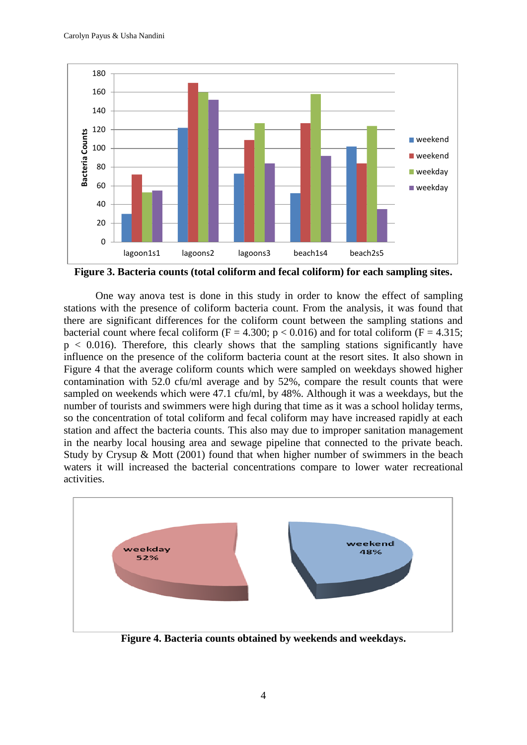**Figure 3. Bacteria counts (total coliform and fecal coliform) for each sampling sites.**

One way anova test is done in this study in order to know the effect of sampling stations with the presence of coliform bacteria count. From the analysis, it was found that there are significant differences for the coliform count between the sampling stations and bacterial count where fecal coliform ($F = 4.300$; $p < 0.016$) and for total coliform ($F = 4.315$; $p < 0.016$). Therefore, this clearly shows that the sampling stations significantly have influence on the presence of the coliform bacteria count at the resort sites. It also shown in Figure 4 that the average coliform counts which were sampled on weekdays showed higher contamination with 52.0 cfu/ml average and by 52%, compare the result counts that were sampled on weekends which were 47.1 cfu/ml, by 48%. Although it was a weekdays, but the number of tourists and swimmers were high during that time as it was a school holiday terms, so the concentration of total coliform and fecal coliform may have increased rapidly at each station and affect the bacteria counts. This also may due to improper sanitation management in the nearby local housing area and sewage pipeline that connected to the private beach. Study by Crysup & Mott (2001) found that when higher number of swimmers in the beach waters it will increased the bacterial concentrations compare to lower water recreational activities.

**Figure 4. Bacteria counts obtained by weekends and weekdays.**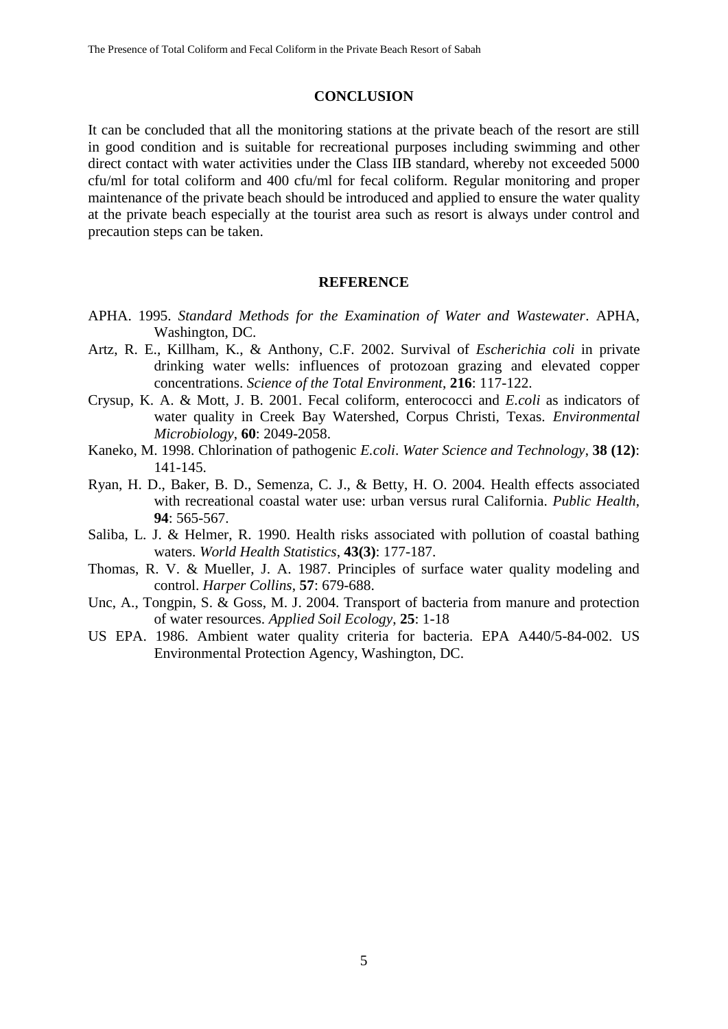## CONCLUSION

It can be concluded that all the monitoring stations at the private beach of the resort are still in good condition and is suitable for recreational purposes including swimming and other direct contact with water activities under the Class IIB standard, whereby not exceeded 5000 cfu/ml for total coliform and 400 cfu/ml for fecal coliform. Regular monitoring and proper maintenance of the private beach should be introduced and applied to ensure the water quality at the private beach especially at the tourist area such as resort is always under control and precaution steps can be taken.

## REFERENCE

APHA. 1995. *Standard Methods for the Examination of Water and Wastewater*. APHA, Washington, DC.

Artz, R. E., Killham, K., & Anthony, C.F. 2002. Survival of *Escherichia coli* in private drinking water wells: influences of protozoan grazing and elevated copper concentrations. *Science of the Total Environment*, **216**: 117-122.

Crysup, K. A. & Mott, J. B. 2001. Fecal coliform, enterococci and *E.coli* as indicators of water quality in Creek Bay Watershed, Corpus Christi, Texas. *Environmental Microbiology*, **60**: 2049-2058.

Kaneko, M. 1998. Chlorination of pathogenic *E.coli*. *Water Science and Technology*, **38 (12)**: 141-145.

Ryan, H. D., Baker, B. D., Semenza, C. J., & Betty, H. O. 2004. Health effects associated with recreational coastal water use: urban versus rural California. *Public Health*, **94**: 565-567.

Saliba, L. J. & Helmer, R. 1990. Health risks associated with pollution of coastal bathing waters. *World Health Statistics*, **43(3)**: 177-187.

Thomas, R. V. & Mueller, J. A. 1987. Principles of surface water quality modeling and control. *Harper Collins*, **57**: 679-688.

Unc, A., Tongpin, S. & Goss, M. J. 2004. Transport of bacteria from manure and protection of water resources. *Applied Soil Ecology*, **25**: 1-18

US EPA. 1986. Ambient water quality criteria for bacteria. EPA A440/5-84-002. US Environmental Protection Agency, Washington, DC.